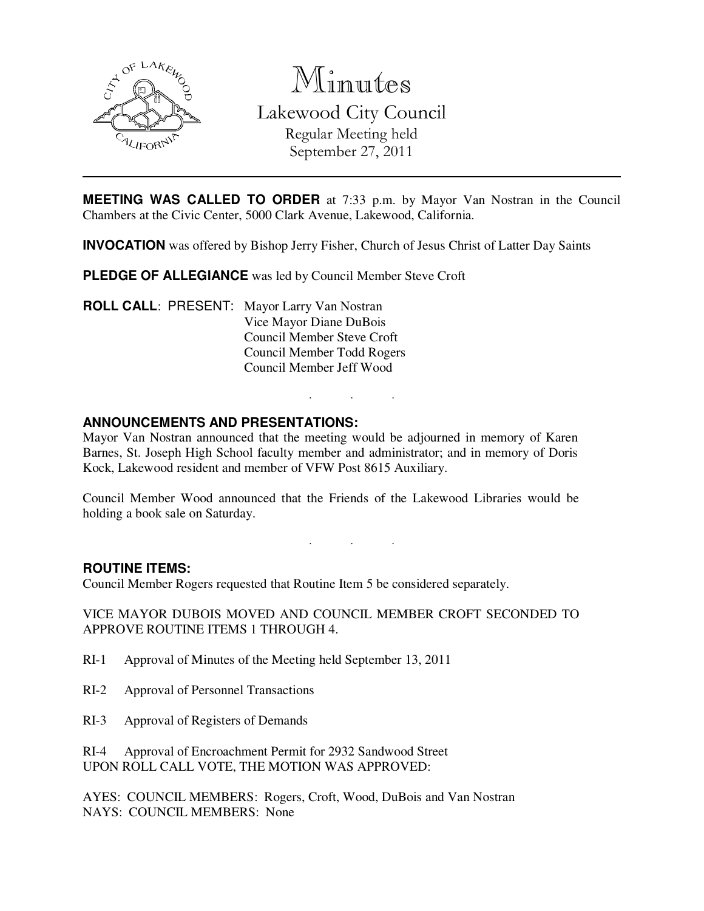# Minutes

## Lakewood City Council

Regular Meeting held
September 27, 2011

---

**MEETING WAS CALLED TO ORDER** at 7:33 p.m. by Mayor Van Nostran in the Council Chambers at the Civic Center, 5000 Clark Avenue, Lakewood, California.

**INVOCATION** was offered by Bishop Jerry Fisher, Church of Jesus Christ of Latter Day Saints

**PLEDGE OF ALLEGIANCE** was led by Council Member Steve Croft

**ROLL CALL**: PRESENT: Mayor Larry Van Nostran
Vice Mayor Diane DuBois
Council Member Steve Croft
Council Member Todd Rogers
Council Member Jeff Wood

. . .

**ANNOUNCEMENTS AND PRESENTATIONS:**

Mayor Van Nostran announced that the meeting would be adjourned in memory of Karen Barnes, St. Joseph High School faculty member and administrator; and in memory of Doris Kock, Lakewood resident and member of VFW Post 8615 Auxiliary.

Council Member Wood announced that the Friends of the Lakewood Libraries would be holding a book sale on Saturday.

. . .

**ROUTINE ITEMS:**

Council Member Rogers requested that Routine Item 5 be considered separately.

VICE MAYOR DUBOIS MOVED AND COUNCIL MEMBER CROFT SECONDED TO APPROVE ROUTINE ITEMS 1 THROUGH 4.

RI-1 Approval of Minutes of the Meeting held September 13, 2011

RI-2 Approval of Personnel Transactions

RI-3 Approval of Registers of Demands

RI-4 Approval of Encroachment Permit for 2932 Sandwood Street

UPON ROLL CALL VOTE, THE MOTION WAS APPROVED:

AYES: COUNCIL MEMBERS: Rogers, Croft, Wood, DuBois and Van Nostran
NAYS: COUNCIL MEMBERS: None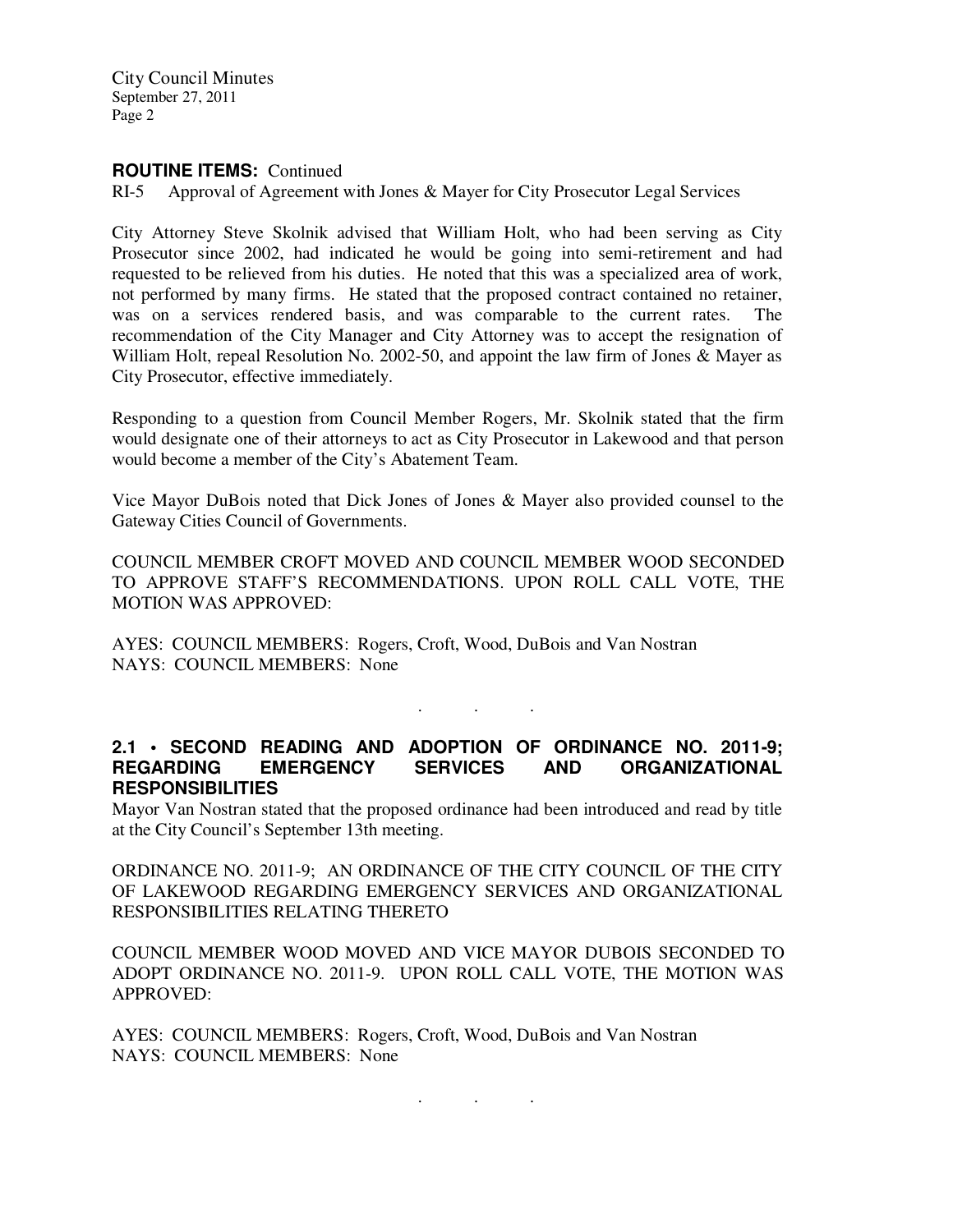**ROUTINE ITEMS:** Continued

RI-5 Approval of Agreement with Jones & Mayer for City Prosecutor Legal Services

City Attorney Steve Skolnik advised that William Holt, who had been serving as City Prosecutor since 2002, had indicated he would be going into semi-retirement and had requested to be relieved from his duties. He noted that this was a specialized area of work, not performed by many firms. He stated that the proposed contract contained no retainer, was on a services rendered basis, and was comparable to the current rates. The recommendation of the City Manager and City Attorney was to accept the resignation of William Holt, repeal Resolution No. 2002-50, and appoint the law firm of Jones & Mayer as City Prosecutor, effective immediately.

Responding to a question from Council Member Rogers, Mr. Skolnik stated that the firm would designate one of their attorneys to act as City Prosecutor in Lakewood and that person would become a member of the City's Abatement Team.

Vice Mayor DuBois noted that Dick Jones of Jones & Mayer also provided counsel to the Gateway Cities Council of Governments.

COUNCIL MEMBER CROFT MOVED AND COUNCIL MEMBER WOOD SECONDED TO APPROVE STAFF'S RECOMMENDATIONS. UPON ROLL CALL VOTE, THE MOTION WAS APPROVED:

AYES: COUNCIL MEMBERS: Rogers, Croft, Wood, DuBois and Van Nostran
NAYS: COUNCIL MEMBERS: None

. . .

## 2.1 • SECOND READING AND ADOPTION OF ORDINANCE NO. 2011-9; REGARDING EMERGENCY SERVICES AND ORGANIZATIONAL RESPONSIBILITIES

Mayor Van Nostran stated that the proposed ordinance had been introduced and read by title at the City Council's September 13th meeting.

ORDINANCE NO. 2011-9; AN ORDINANCE OF THE CITY COUNCIL OF THE CITY OF LAKEWOOD REGARDING EMERGENCY SERVICES AND ORGANIZATIONAL RESPONSIBILITIES RELATING THERETO

COUNCIL MEMBER WOOD MOVED AND VICE MAYOR DUBOIS SECONDED TO ADOPT ORDINANCE NO. 2011-9. UPON ROLL CALL VOTE, THE MOTION WAS APPROVED:

AYES: COUNCIL MEMBERS: Rogers, Croft, Wood, DuBois and Van Nostran
NAYS: COUNCIL MEMBERS: None

. . .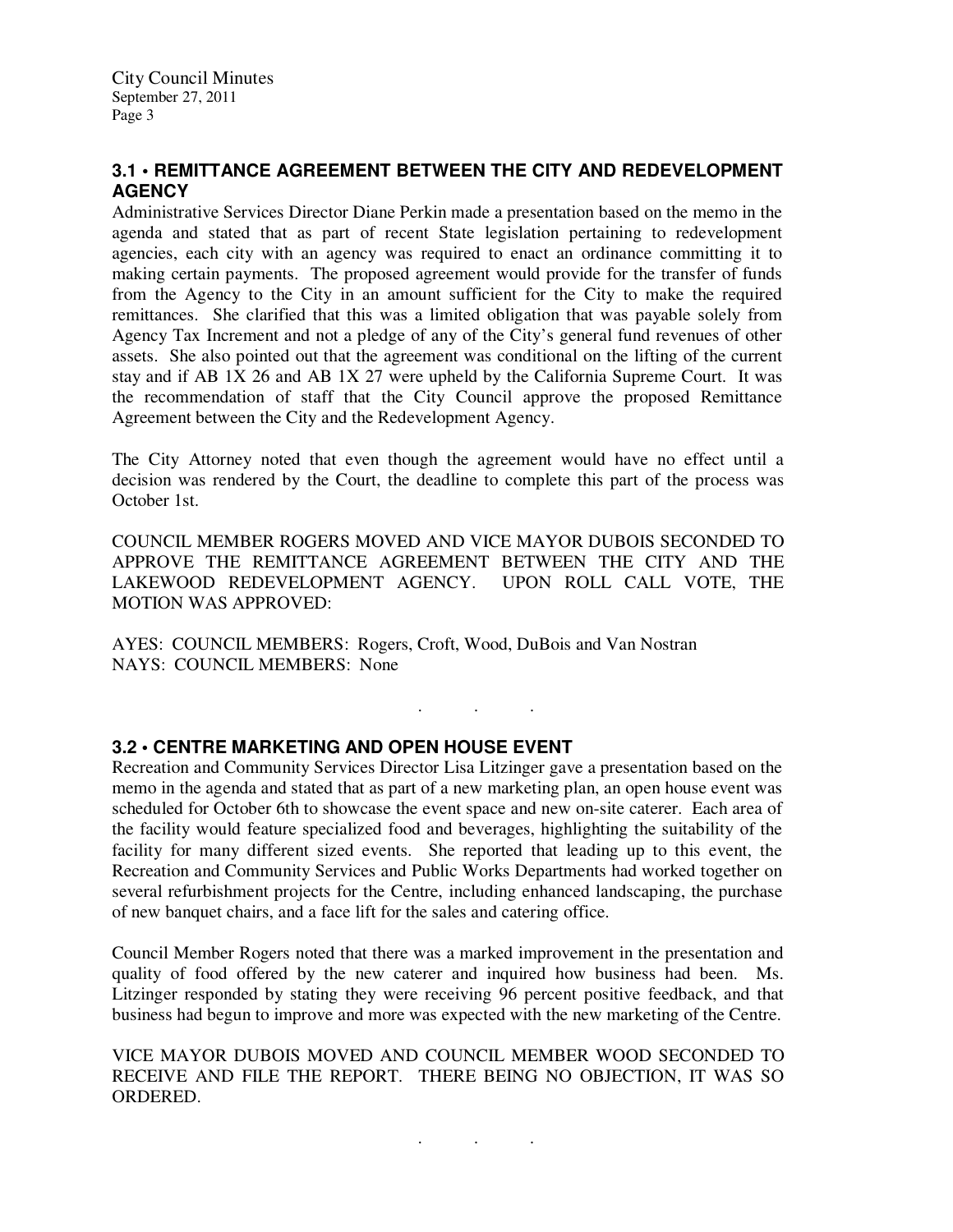### 3.1 • REMITTANCE AGREEMENT BETWEEN THE CITY AND REDEVELOPMENT AGENCY

Administrative Services Director Diane Perkin made a presentation based on the memo in the agenda and stated that as part of recent State legislation pertaining to redevelopment agencies, each city with an agency was required to enact an ordinance committing it to making certain payments. The proposed agreement would provide for the transfer of funds from the Agency to the City in an amount sufficient for the City to make the required remittances. She clarified that this was a limited obligation that was payable solely from Agency Tax Increment and not a pledge of any of the City's general fund revenues of other assets. She also pointed out that the agreement was conditional on the lifting of the current stay and if AB 1X 26 and AB 1X 27 were upheld by the California Supreme Court. It was the recommendation of staff that the City Council approve the proposed Remittance Agreement between the City and the Redevelopment Agency.

The City Attorney noted that even though the agreement would have no effect until a decision was rendered by the Court, the deadline to complete this part of the process was October 1st.

COUNCIL MEMBER ROGERS MOVED AND VICE MAYOR DUBOIS SECONDED TO APPROVE THE REMITTANCE AGREEMENT BETWEEN THE CITY AND THE LAKEWOOD REDEVELOPMENT AGENCY. UPON ROLL CALL VOTE, THE MOTION WAS APPROVED:

AYES: COUNCIL MEMBERS: Rogers, Croft, Wood, DuBois and Van Nostran
NAYS: COUNCIL MEMBERS: None

. . .

### 3.2 • CENTRE MARKETING AND OPEN HOUSE EVENT

Recreation and Community Services Director Lisa Litzinger gave a presentation based on the memo in the agenda and stated that as part of a new marketing plan, an open house event was scheduled for October 6th to showcase the event space and new on-site caterer. Each area of the facility would feature specialized food and beverages, highlighting the suitability of the facility for many different sized events. She reported that leading up to this event, the Recreation and Community Services and Public Works Departments had worked together on several refurbishment projects for the Centre, including enhanced landscaping, the purchase of new banquet chairs, and a face lift for the sales and catering office.

Council Member Rogers noted that there was a marked improvement in the presentation and quality of food offered by the new caterer and inquired how business had been. Ms. Litzinger responded by stating they were receiving 96 percent positive feedback, and that business had begun to improve and more was expected with the new marketing of the Centre.

VICE MAYOR DUBOIS MOVED AND COUNCIL MEMBER WOOD SECONDED TO RECEIVE AND FILE THE REPORT. THERE BEING NO OBJECTION, IT WAS SO ORDERED.

. . .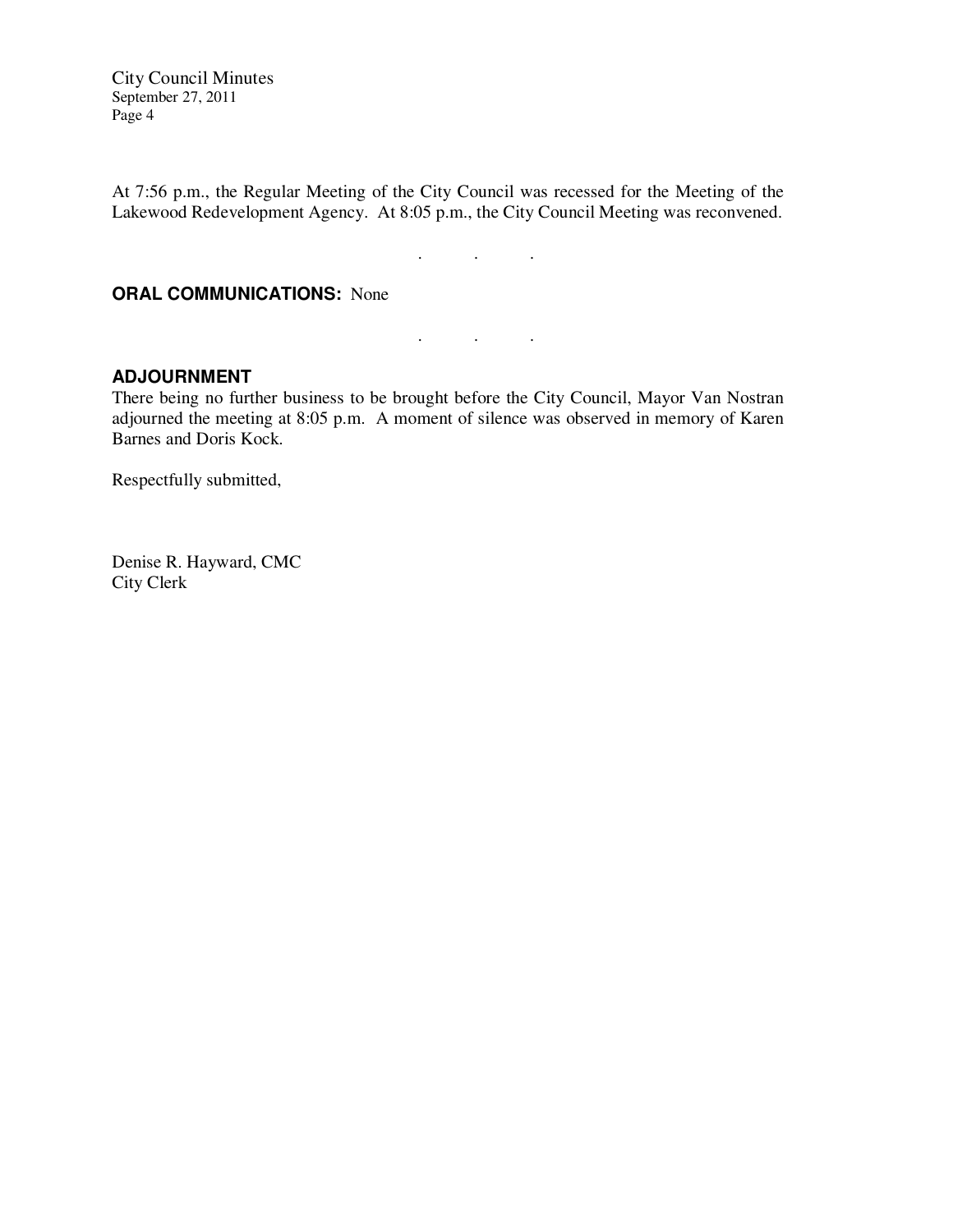At 7:56 p.m., the Regular Meeting of the City Council was recessed for the Meeting of the Lakewood Redevelopment Agency. At 8:05 p.m., the City Council Meeting was reconvened.

. . .

**ORAL COMMUNICATIONS:** None

. . .

**ADJOURNMENT**

There being no further business to be brought before the City Council, Mayor Van Nostran adjourned the meeting at 8:05 p.m. A moment of silence was observed in memory of Karen Barnes and Doris Kock.

Respectfully submitted,

Denise R. Hayward, CMC
City Clerk